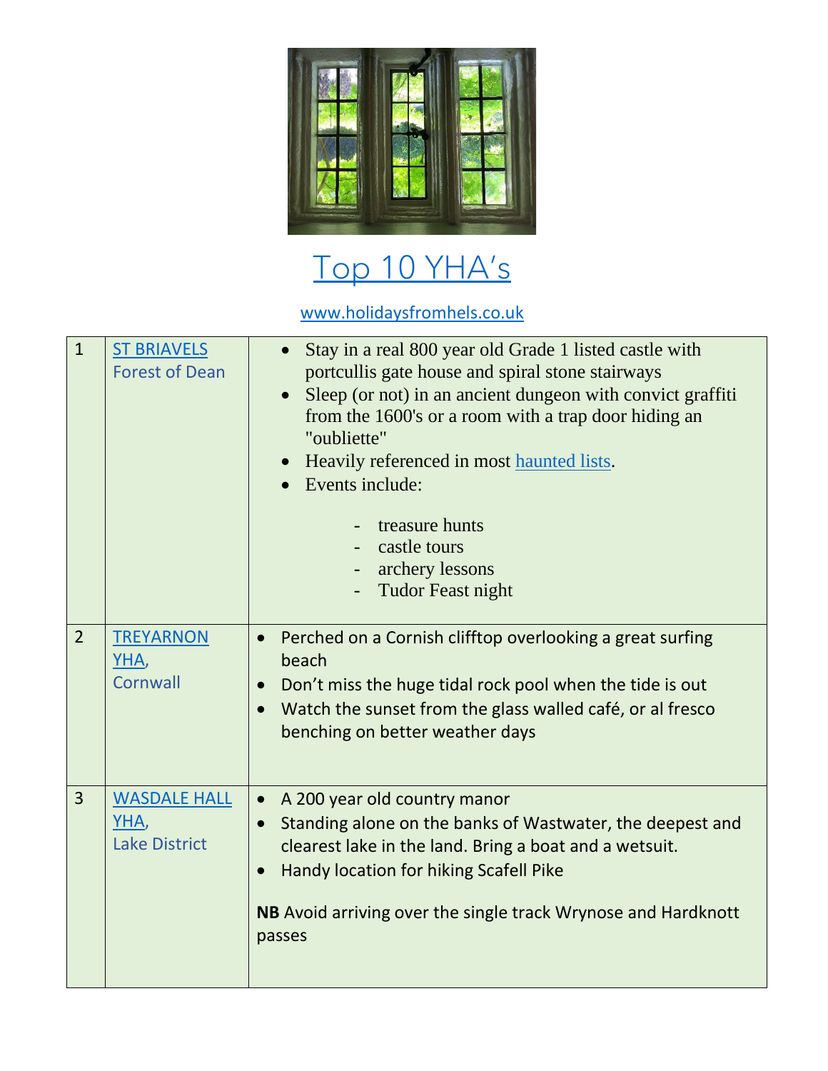# Top 10 YHA's

www.holidaysfromhels.co.uk

| | | |
|---|---|---|
| 1 | ST BRIAVELS<br>Forest of Dean | • Stay in a real 800 year old Grade 1 listed castle with portcullis gate house and spiral stone stairways<br>• Sleep (or not) in an ancient dungeon with convict graffiti from the 1600's or a room with a trap door hiding an "oubliette"<br>• Heavily referenced in most haunted lists.<br>• Events include:<br>- treasure hunts<br>- castle tours<br>- archery lessons<br>- Tudor Feast night |
| 2 | TREYARNON YHA,<br>Cornwall | • Perched on a Cornish clifftop overlooking a great surfing beach<br>• Don't miss the huge tidal rock pool when the tide is out<br>• Watch the sunset from the glass walled café, or al fresco benching on better weather days |
| 3 | WASDALE HALL YHA,<br>Lake District | • A 200 year old country manor<br>• Standing alone on the banks of Wastwater, the deepest and clearest lake in the land. Bring a boat and a wetsuit.<br>• Handy location for hiking Scafell Pike<br><br>**NB** Avoid arriving over the single track Wrynose and Hardknott passes |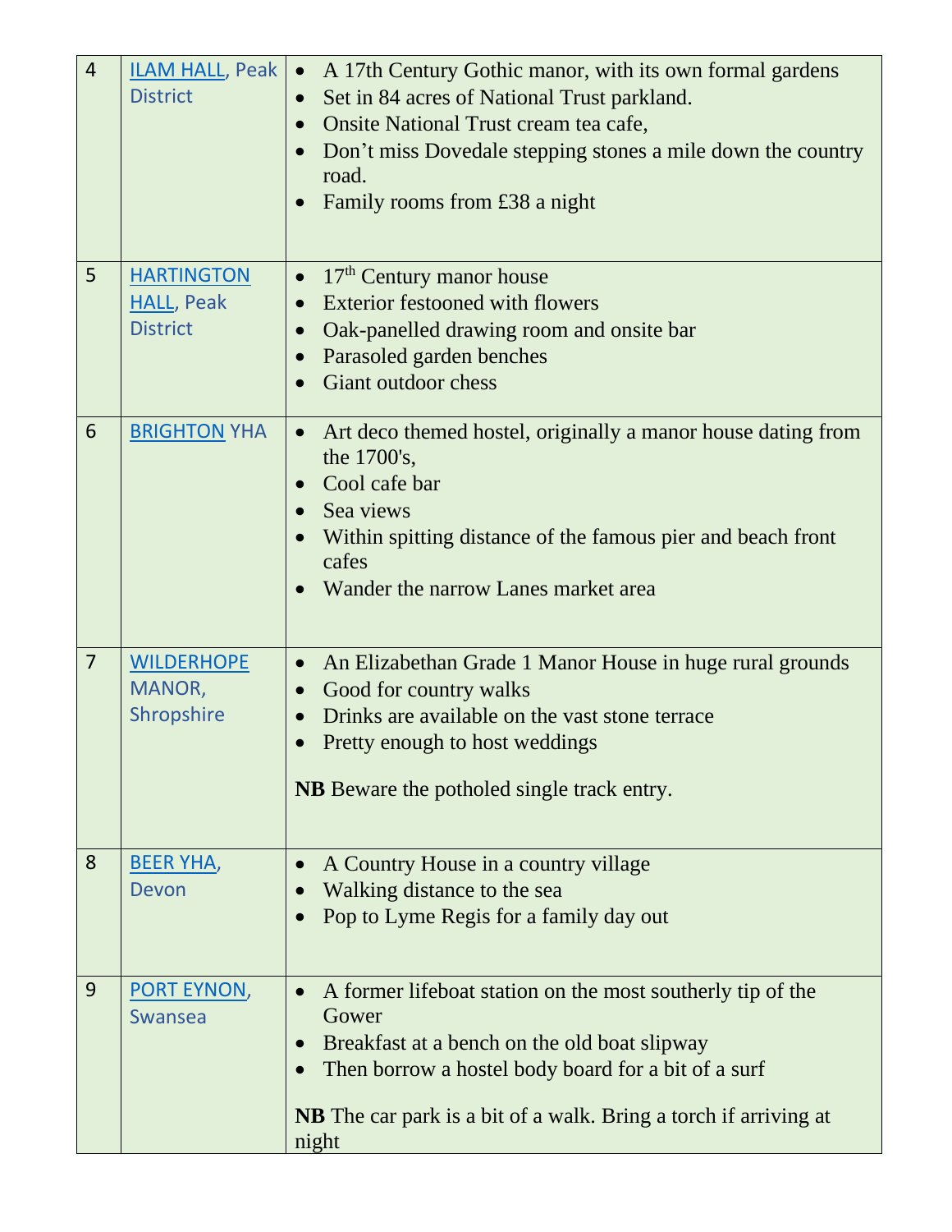| 4 | ILAM HALL, Peak District | • A 17th Century Gothic manor, with its own formal gardens<br>• Set in 84 acres of National Trust parkland.<br>• Onsite National Trust cream tea cafe,<br>• Don't miss Dovedale stepping stones a mile down the country road.<br>• Family rooms from £38 a night |
|---|---|---|
| 5 | HARTINGTON HALL, Peak District | • 17th Century manor house<br>• Exterior festooned with flowers<br>• Oak-panelled drawing room and onsite bar<br>• Parasoled garden benches<br>• Giant outdoor chess |
| 6 | BRIGHTON YHA | • Art deco themed hostel, originally a manor house dating from the 1700's,<br>• Cool cafe bar<br>• Sea views<br>• Within spitting distance of the famous pier and beach front cafes<br>• Wander the narrow Lanes market area |
| 7 | WILDERHOPE MANOR, Shropshire | • An Elizabethan Grade 1 Manor House in huge rural grounds<br>• Good for country walks<br>• Drinks are available on the vast stone terrace<br>• Pretty enough to host weddings<br><br>**NB** Beware the potholed single track entry. |
| 8 | BEER YHA, Devon | • A Country House in a country village<br>• Walking distance to the sea<br>• Pop to Lyme Regis for a family day out |
| 9 | PORT EYNON, Swansea | • A former lifeboat station on the most southerly tip of the Gower<br>• Breakfast at a bench on the old boat slipway<br>• Then borrow a hostel body board for a bit of a surf<br><br>**NB** The car park is a bit of a walk. Bring a torch if arriving at night |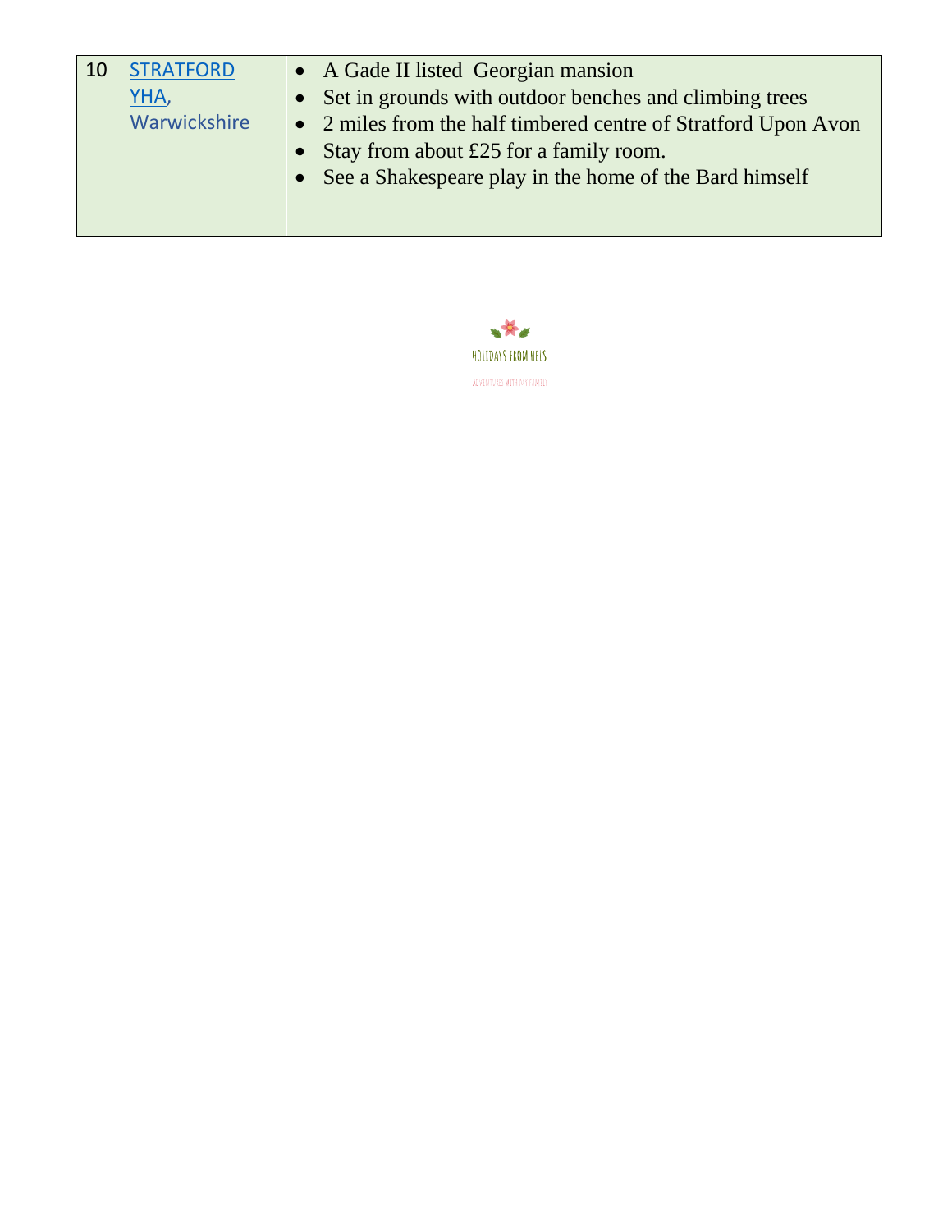| | | |
|---|---|---|
| 10 | STRATFORD YHA, Warwickshire | • A Gade II listed Georgian mansion<br>• Set in grounds with outdoor benches and climbing trees<br>• 2 miles from the half timbered centre of Stratford Upon Avon<br>• Stay from about £25 for a family room.<br>• See a Shakespeare play in the home of the Bard himself |

HOLIDAYS FROM HELS

ADVENTURES WITH MY FAMILY